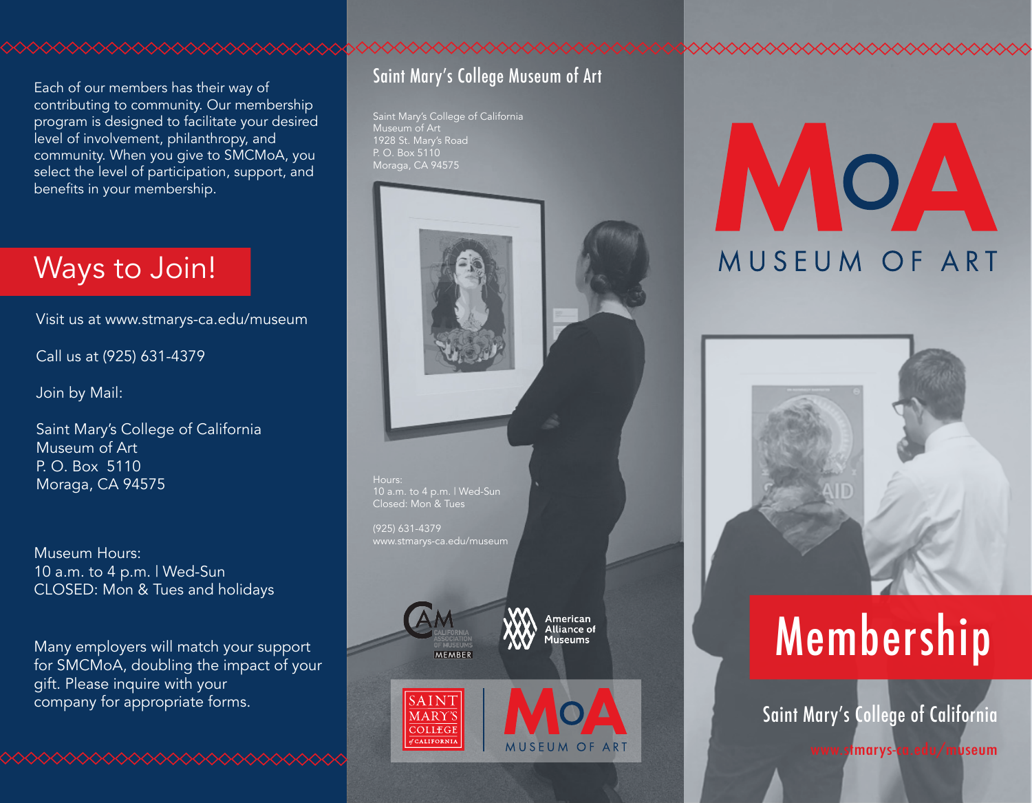Each of our members has their way of contributing to community. Our membership program is designed to facilitate your desired level of involvement, philanthropy, and community. When you give to SMCMoA, you select the level of participation, support, and benefits in your membership.

## Ways to Join!

Visit us at www.stmarys-ca.edu/museum

Call us at (925) 631-4379

Join by Mail:

Saint Mary's College of California
Museum of Art
P. O. Box 5110
Moraga, CA 94575

Museum Hours:
10 a.m. to 4 p.m. | Wed-Sun
CLOSED: Mon & Tues and holidays

Many employers will match your support for SMCMoA, doubling the impact of your gift. Please inquire with your company for appropriate forms.

## Saint Mary's College Museum of Art

Saint Mary's College of California
Museum of Art
1928 St. Mary's Road
P. O. Box 5110
Moraga, CA 94575

Hours:
10 a.m. to 4 p.m. | Wed-Sun
Closed: Mon & Tues

(925) 631-4379
www.stmarys-ca.edu/museum

CAM California Association of Museums MEMBER

American Alliance of Museums

Saint Mary's College of California | MoA Museum of Art

# MoA

MUSEUM OF ART

# Membership

Saint Mary's College of California

www.stmarys-ca.edu/museum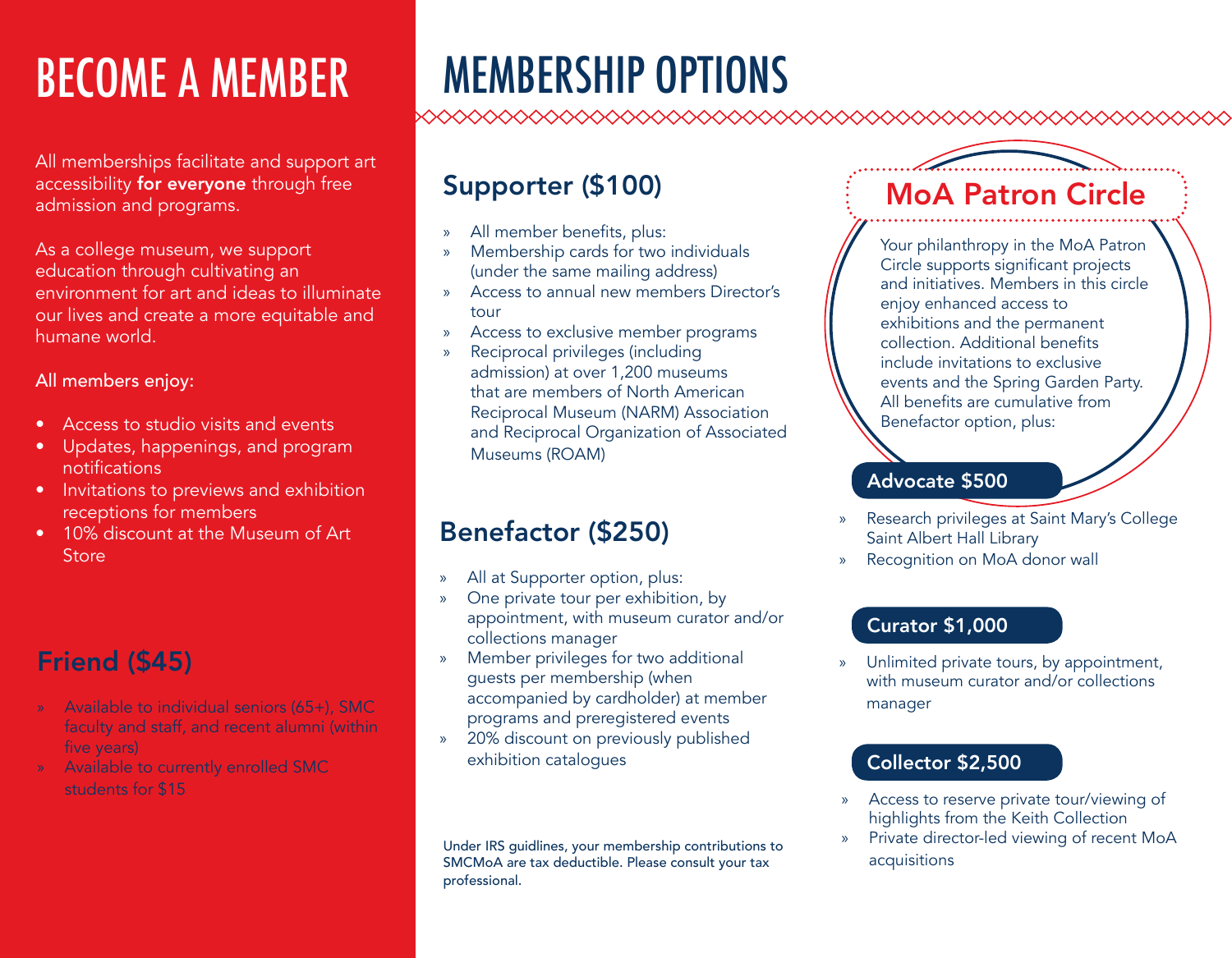# BECOME A MEMBER

All memberships facilitate and support art accessibility **for everyone** through free admission and programs.

As a college museum, we support education through cultivating an environment for art and ideas to illuminate our lives and create a more equitable and humane world.

All members enjoy:

- Access to studio visits and events
- Updates, happenings, and program notifications
- Invitations to previews and exhibition receptions for members
- 10% discount at the Museum of Art Store

## Friend ($45)

- Available to individual seniors (65+), SMC faculty and staff, and recent alumni (within five years)
- Available to currently enrolled SMC students for $15

# MEMBERSHIP OPTIONS

## Supporter ($100)

- All member benefits, plus:
- Membership cards for two individuals (under the same mailing address)
- Access to annual new members Director's tour
- Access to exclusive member programs
- Reciprocal privileges (including admission) at over 1,200 museums that are members of North American Reciprocal Museum (NARM) Association and Reciprocal Organization of Associated Museums (ROAM)

## Benefactor ($250)

- All at Supporter option, plus:
- One private tour per exhibition, by appointment, with museum curator and/or collections manager
- Member privileges for two additional guests per membership (when accompanied by cardholder) at member programs and preregistered events
- 20% discount on previously published exhibition catalogues

Under IRS guidlines, your membership contributions to SMCMoA are tax deductible. Please consult your tax professional.

## MoA Patron Circle

Your philanthropy in the MoA Patron Circle supports significant projects and initiatives. Members in this circle enjoy enhanced access to exhibitions and the permanent collection. Additional benefits include invitations to exclusive events and the Spring Garden Party. All benefits are cumulative from Benefactor option, plus:

### Advocate $500

- Research privileges at Saint Mary's College Saint Albert Hall Library
- Recognition on MoA donor wall

### Curator $1,000

- Unlimited private tours, by appointment, with museum curator and/or collections manager

### Collector $2,500

- Access to reserve private tour/viewing of highlights from the Keith Collection
- Private director-led viewing of recent MoA acquisitions